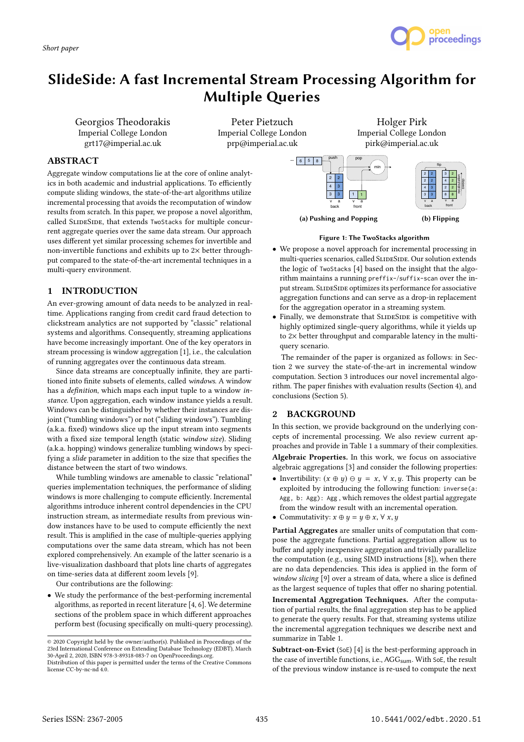Short paper

# SlideSide: A fast Incremental Stream Processing Algorithm for Multiple Queries

Georgios Theodorakis
Imperial College London
grt17@imperial.ac.uk

Peter Pietzuch
Imperial College London
prp@imperial.ac.uk

Holger Pirk
Imperial College London
pirk@imperial.ac.uk

## ABSTRACT

Aggregate window computations lie at the core of online analytics in both academic and industrial applications. To efficiently compute sliding windows, the state-of-the-art algorithms utilize incremental processing that avoids the recomputation of window results from scratch. In this paper, we propose a novel algorithm, called SlideSide, that extends `TwoStacks` for multiple concurrent aggregate queries over the same data stream. Our approach uses different yet similar processing schemes for invertible and non-invertible functions and exhibits up to 2× better throughput compared to the state-of-the-art incremental techniques in a multi-query environment.

## 1 INTRODUCTION

An ever-growing amount of data needs to be analyzed in real-time. Applications ranging from credit card fraud detection to clickstream analytics are not supported by "classic" relational systems and algorithms. Consequently, streaming applications have become increasingly important. One of the key operators in stream processing is window aggregation [1], i.e., the calculation of running aggregates over the continuous data stream.

Since data streams are conceptually infinite, they are partitioned into finite subsets of elements, called *windows*. A window has a *definition*, which maps each input tuple to a window *instance*. Upon aggregation, each window instance yields a result. Windows can be distinguished by whether their instances are disjoint ("tumbling windows") or not ("sliding windows"). Tumbling (a.k.a. fixed) windows slice up the input stream into segments with a fixed size temporal length (static *window size*). Sliding (a.k.a. hopping) windows generalize tumbling windows by specifying a *slide* parameter in addition to the size that specifies the distance between the start of two windows.

While tumbling windows are amenable to classic "relational" queries implementation techniques, the performance of sliding windows is more challenging to compute efficiently. Incremental algorithms introduce inherent control dependencies in the CPU instruction stream, as intermediate results from previous window instances have to be used to compute efficiently the next result. This is amplified in the case of multiple-queries applying computations over the same data stream, which has not been explored comprehensively. An example of the latter scenario is a live-visualization dashboard that plots line charts of aggregates on time-series data at different zoom levels [9].

Our contributions are the following:

- We study the performance of the best-performing incremental algorithms, as reported in recent literature [4, 6]. We determine sections of the problem space in which different approaches perform best (focusing specifically on multi-query processing).
- We propose a novel approach for incremental processing in multi-queries scenarios, called SlideSide. Our solution extends the logic of `TwoStacks` [4] based on the insight that the algorithm maintains a running `preffix-/suffix-scan` over the input stream. SlideSide optimizes its performance for associative aggregation functions and can serve as a drop-in replacement for the aggregation operator in a streaming system.
- Finally, we demonstrate that SlideSide is competitive with highly optimized single-query algorithms, while it yields up to 2× better throughput and comparable latency in the multi-query scenario.

The remainder of the paper is organized as follows: in Section 2 we survey the state-of-the-art in incremental window computation. Section 3 introduces our novel incremental algorithm. The paper finishes with evaluation results (Section 4), and conclusions (Section 5).

(a) Pushing and Popping (b) Flipping

Figure 1: The TwoStacks algorithm

## 2 BACKGROUND

In this section, we provide background on the underlying concepts of incremental processing. We also review current approaches and provide in Table 1 a summary of their complexities.

**Algebraic Properties.** In this work, we focus on associative algebraic aggregations [3] and consider the following properties:

- Invertibility: $(x \oplus y) \ominus y = x, \forall x, y$. This property can be exploited by introducing the following function: `inverse(a: Agg, b: Agg): Agg`, which removes the oldest partial aggregate from the window result with an incremental operation.
- Commutativity: $x \oplus y = y \oplus x, \forall x, y$

**Partial Aggregates** are smaller units of computation that compose the aggregate functions. Partial aggregation allow us to buffer and apply inexpensive aggregation and trivially parallelize the computation (e.g., using SIMD instructions [8]), when there are no data dependencies. This idea is applied in the form of *window slicing* [9] over a stream of data, where a slice is defined as the largest sequence of tuples that offer no sharing potential.

**Incremental Aggregation Techniques.** After the computation of partial results, the final aggregation step has to be applied to generate the query results. For that, streaming systems utilize the incremental aggregation techniques we describe next and summarize in Table 1.

**Subtract-on-Evict** (`SoE`) [4] is the best-performing approach in the case of invertible functions, i.e., $AGG_{sum}$. With `SoE`, the result of the previous window instance is re-used to compute the next

© 2020 Copyright held by the owner/author(s). Published in Proceedings of the 23rd International Conference on Extending Database Technology (EDBT), March 30-April 2, 2020, ISBN 978-3-89318-083-7 on OpenProceedings.org.
Distribution of this paper is permitted under the terms of the Creative Commons license CC-by-nc-nd 4.0.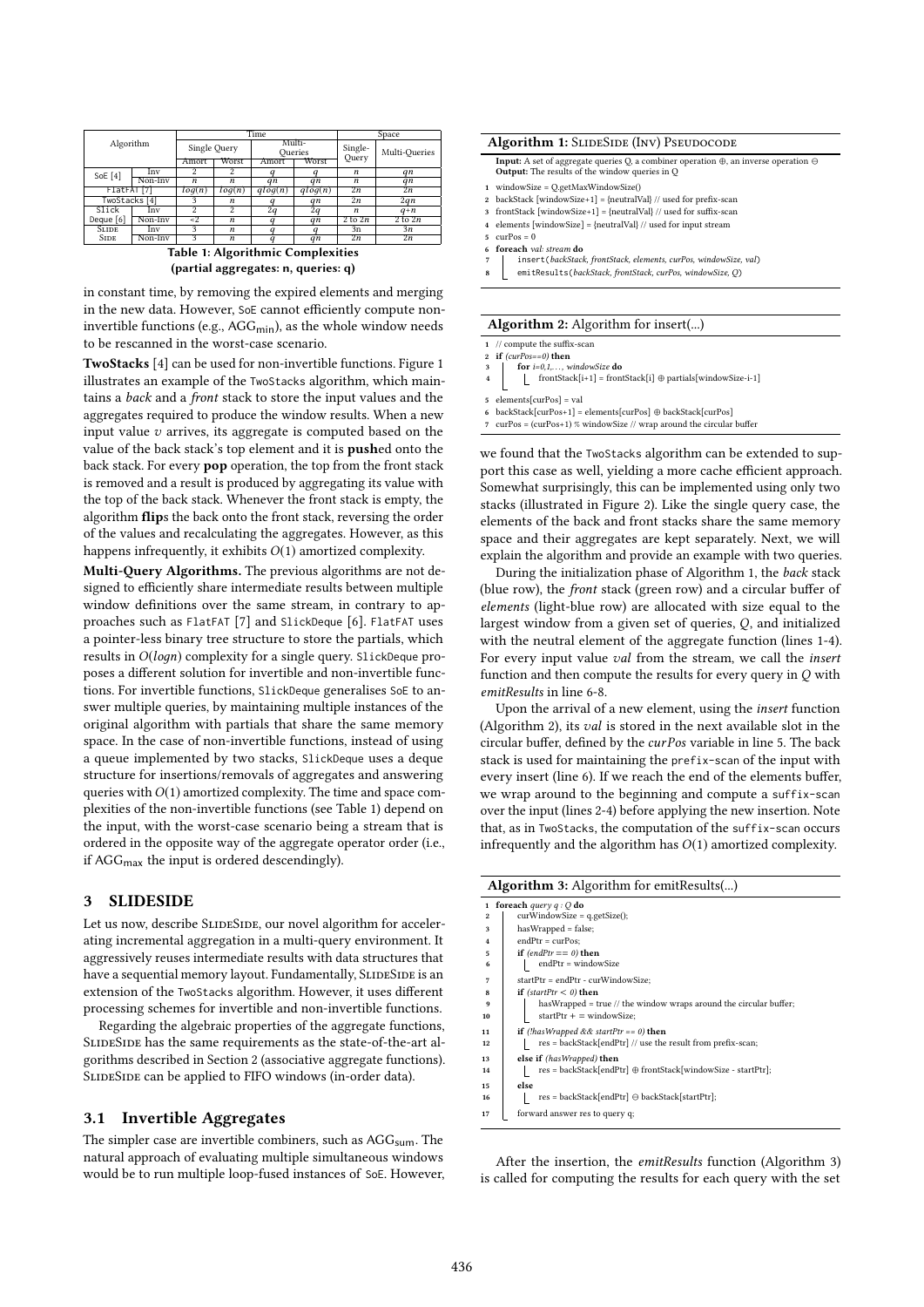| Algorithm | | Time | | | | Space | |
|---|---|---|---|---|---|---|---|
| | | Single Query | | Multi-Queries | | Single-Query | Multi-Queries |
| | | Amort | Worst | Amort | Worst | | |
| SoE [4] | Inv | 2 | 2 | $q$ | $q$ | $n$ | $qn$ |
| | Non-Inv | $n$ | $n$ | $qn$ | $qn$ | $n$ | $qn$ |
| FlatFAT [7] | | $log(n)$ | $log(n)$ | $qlog(n)$ | $qlog(n)$ | $2n$ | $2n$ |
| TwoStacks [4] | | 3 | $n$ | $q$ | $qn$ | $2n$ | $2qn$ |
| Slick Deque [6] | Inv | 2 | 2 | $2q$ | $2q$ | $n$ | $q+n$ |
| | Non-Inv | <2 | $n$ | $q$ | $qn$ | 2 to $2n$ | 2 to $2n$ |
| SlideSide | Inv | 3 | $n$ | $q$ | $q$ | $3n$ | $3n$ |
| | Non-Inv | 3 | $n$ | $q$ | $qn$ | $2n$ | $2n$ |

**Table 1: Algorithmic Complexities (partial aggregates: n, queries: q)**

in constant time, by removing the expired elements and merging in the new data. However, SoE cannot efficiently compute non-invertible functions (e.g., $AGG_{min}$), as the whole window needs to be rescanned in the worst-case scenario.

**TwoStacks** [4] can be used for non-invertible functions. Figure 1 illustrates an example of the TwoStacks algorithm, which maintains a *back* and a *front* stack to store the input values and the aggregates required to produce the window results. When a new input value $v$ arrives, its aggregate is computed based on the value of the back stack's top element and it is **push**ed onto the back stack. For every **pop** operation, the top from the front stack is removed and a result is produced by aggregating its value with the top of the back stack. Whenever the front stack is empty, the algorithm **flip**s the back onto the front stack, reversing the order of the values and recalculating the aggregates. However, as this happens infrequently, it exhibits $O(1)$ amortized complexity.

**Multi-Query Algorithms.** The previous algorithms are not designed to efficiently share intermediate results between multiple window definitions over the same stream, in contrary to approaches such as FlatFAT [7] and SlickDeque [6]. FlatFAT uses a pointer-less binary tree structure to store the partials, which results in $O(logn)$ complexity for a single query. SlickDeque proposes a different solution for invertible and non-invertible functions. For invertible functions, SlickDeque generalises SoE to answer multiple queries, by maintaining multiple instances of the original algorithm with partials that share the same memory space. In the case of non-invertible functions, instead of using a queue implemented by two stacks, SlickDeque uses a deque structure for insertions/removals of aggregates and answering queries with $O(1)$ amortized complexity. The time and space complexities of the non-invertible functions (see Table 1) depend on the input, with the worst-case scenario being a stream that is ordered in the opposite way of the aggregate operator order (i.e., if $AGG_{max}$ the input is ordered descendingly).

## 3 SLIDESIDE

Let us now, describe SlideSide, our novel algorithm for accelerating incremental aggregation in a multi-query environment. It aggressively reuses intermediate results with data structures that have a sequential memory layout. Fundamentally, SlideSide is an extension of the TwoStacks algorithm. However, it uses different processing schemes for invertible and non-invertible functions.

Regarding the algebraic properties of the aggregate functions, SlideSide has the same requirements as the state-of-the-art algorithms described in Section 2 (associative aggregate functions). SlideSide can be applied to FIFO windows (in-order data).

### 3.1 Invertible Aggregates

The simpler case are invertible combiners, such as $AGG_{sum}$. The natural approach of evaluating multiple simultaneous windows would be to run multiple loop-fused instances of SoE. However,

**Algorithm 1: SlideSide (Inv) Pseudocode**

**Input:** A set of aggregate queries Q, a combiner operation ⊕, an inverse operation ⊖
**Output:** The results of the window queries in Q

```
1 windowSize = Q.getMaxWindowSize()
2 backStack [windowSize+1] = {neutralVal} // used for prefix-scan
3 frontStack [windowSize+1] = {neutralVal} // used for suffix-scan
4 elements [windowSize] = {neutralVal} // used for input stream
5 curPos = 0
6 foreach val: stream do
7     insert(backStack, frontStack, elements, curPos, windowSize, val)
8     emitResults(backStack, frontStack, curPos, windowSize, Q)
```

**Algorithm 2:** Algorithm for insert(...)

```
1 // compute the suffix-scan
2 if (curPos==0) then
3     for i=0,1,..., windowSize do
4         frontStack[i+1] = frontStack[i] ⊕ partials[windowSize-i-1]
5 elements[curPos] = val
6 backStack[curPos+1] = elements[curPos] ⊕ backStack[curPos]
7 curPos = (curPos+1) % windowSize // wrap around the circular buffer
```

we found that the TwoStacks algorithm can be extended to support this case as well, yielding a more cache efficient approach. Somewhat surprisingly, this can be implemented using only two stacks (illustrated in Figure 2). Like the single query case, the elements of the back and front stacks share the same memory space and their aggregates are kept separately. Next, we will explain the algorithm and provide an example with two queries.

During the initialization phase of Algorithm 1, the *back* stack (blue row), the *front* stack (green row) and a circular buffer of *elements* (light-blue row) are allocated with size equal to the largest window from a given set of queries, $Q$, and initialized with the neutral element of the aggregate function (lines 1-4). For every input value *val* from the stream, we call the *insert* function and then compute the results for every query in $Q$ with *emitResults* in line 6-8.

Upon the arrival of a new element, using the *insert* function (Algorithm 2), its *val* is stored in the next available slot in the circular buffer, defined by the *curPos* variable in line 5. The back stack is used for maintaining the prefix-scan of the input with every insert (line 6). If we reach the end of the elements buffer, we wrap around to the beginning and compute a suffix-scan over the input (lines 2-4) before applying the new insertion. Note that, as in TwoStacks, the computation of the suffix-scan occurs infrequently and the algorithm has $O(1)$ amortized complexity.

**Algorithm 3:** Algorithm for emitResults(...)

```
1  foreach query q : Q do
2      curWindowSize = q.getSize();
3      hasWrapped = false;
4      endPtr = curPos;
5      if (endPtr == 0) then
6          endPtr = windowSize
7      startPtr = endPtr - curWindowSize;
8      if (startPtr < 0) then
9          hasWrapped = true // the window wraps around the circular buffer;
10         startPtr + = windowSize;
11     if (!hasWrapped && startPtr == 0) then
12         res = backStack[endPtr] // use the result from prefix-scan;
13     else if (hasWrapped) then
14         res = backStack[endPtr] ⊕ frontStack[windowSize - startPtr];
15     else
16         res = backStack[endPtr] ⊖ backStack[startPtr];
17     forward answer res to query q;
```

After the insertion, the *emitResults* function (Algorithm 3) is called for computing the results for each query with the set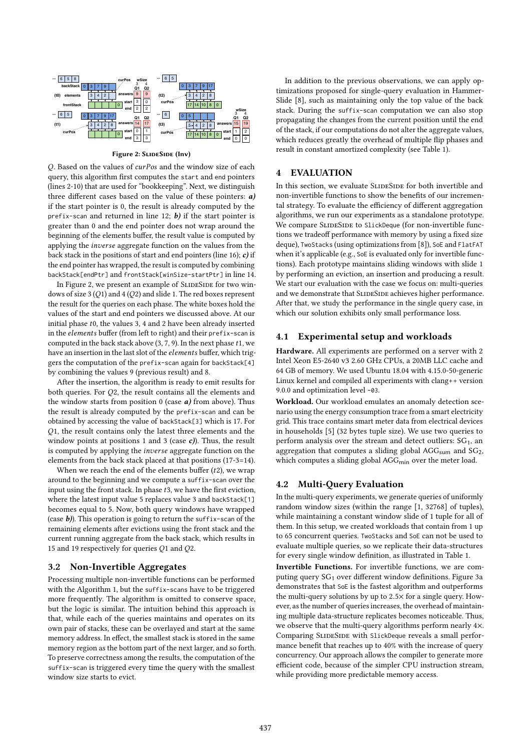Figure 2: SlideSide (Inv)

$Q$. Based on the values of *curPos* and the window size of each query, this algorithm first computes the `start` and `end` pointers (lines 2-10) that are used for "bookkeeping". Next, we distinguish three different cases based on the value of these pointers: ***a)*** if the start pointer is 0, the result is already computed by the `prefix-scan` and returned in line 12; ***b)*** if the start pointer is greater than 0 and the end pointer does not wrap around the beginning of the elements buffer, the result value is computed by applying the *inverse* aggregate function on the values from the back stack in the positions of start and end pointers (line 16); ***c)*** if the end pointer has wrapped, the result is computed by combining `backStack[endPtr]` and `frontStack[winSize-startPtr]` in line 14.

In Figure 2, we present an example of SlideSide for two windows of size 3 ($Q1$) and 4 ($Q2$) and slide 1. The red boxes represent the result for the queries on each phase. The white boxes hold the values of the start and end pointers we discussed above. At our initial phase $t0$, the values 3, 4 and 2 have been already inserted in the *elements* buffer (from left to right) and their `prefix-scan` is computed in the back stack above (3, 7, 9). In the next phase $t1$, we have an insertion in the last slot of the *elements* buffer, which triggers the computation of the `prefix-scan` again for `backStack[4]` by combining the values 9 (previous result) and 8.

After the insertion, the algorithm is ready to emit results for both queries. For $Q2$, the result contains all the elements and the window starts from position 0 (case ***a)*** from above). Thus the result is already computed by the `prefix-scan` and can be obtained by accessing the value of `backStack[3]` which is 17. For $Q1$, the result contains only the latest three elements and the window points at positions 1 and 3 (case ***c)***). Thus, the result is computed by applying the *inverse* aggregate function on the elements from the back stack placed at that positions (17-3=14).

When we reach the end of the elements buffer ($t2$), we wrap around to the beginning and we compute a `suffix-scan` over the input using the front stack. In phase $t3$, we have the first eviction, where the latest input value 5 replaces value 3 and `backStack[1]` becomes equal to 5. Now, both query windows have wrapped (case ***b)***). This operation is going to return the `suffix-scan` of the remaining elements after evictions using the front stack and the current running aggregate from the back stack, which results in 15 and 19 respectively for queries $Q1$ and $Q2$.

## 3.2 Non-Invertible Aggregates

Processing multiple non-invertible functions can be performed with the Algorithm 1, but the `suffix-scans` have to be triggered more frequently. The algorithm is omitted to conserve space, but the logic is similar. The intuition behind this approach is that, while each of the queries maintains and operates on its own pair of stacks, these can be overlayed and start at the same memory address. In effect, the smallest stack is stored in the same memory region as the bottom part of the next larger, and so forth. To preserve correctness among the results, the computation of the `suffix-scan` is triggered every time the query with the smallest window size starts to evict.

In addition to the previous observations, we can apply optimizations proposed for single-query evaluation in Hammer-Slide [8], such as maintaining only the top value of the back stack. During the `suffix-scan` computation we can also stop propagating the changes from the current position until the end of the stack, if our computations do not alter the aggregate values, which reduces greatly the overhead of multiple flip phases and result in constant amortized complexity (see Table 1).

# 4 EVALUATION

In this section, we evaluate SlideSide for both invertible and non-invertible functions to show the benefits of our incremental strategy. To evaluate the efficiency of different aggregation algorithms, we run our experiments as a standalone prototype. We compare SlideSide to `SlickDeque` (for non-invertible functions we tradeoff performance with memory by using a fixed size deque), `TwoStacks` (using optimizations from [8]), `SoE` and `FlatFAT` when it's applicable (e.g., `SoE` is evaluated only for invertible functions). Each prototype maintains sliding windows with slide 1 by performing an eviction, an insertion and producing a result. We start our evaluation with the case we focus on: multi-queries and we demonstrate that SlideSide achieves higher performance. After that, we study the performance in the single query case, in which our solution exhibits only small performance loss.

## 4.1 Experimental setup and workloads

**Hardware.** All experiments are performed on a server with 2 Intel Xeon E5-2640 v3 2.60 GHz CPUs, a 20MB LLC cache and 64 GB of memory. We used Ubuntu 18.04 with 4.15.0-50-generic Linux kernel and compiled all experiments with clang++ version 9.0.0 and optimization level `-O3`.

**Workload.** Our workload emulates an anomaly detection scenario using the energy consumption trace from a smart electricity grid. This trace contains smart meter data from electrical devices in households [5] (32 bytes tuple size). We use two queries to perform analysis over the stream and detect outliers: $SG_1$, an aggregation that computes a sliding global $AGG_{sum}$ and $SG_2$, which computes a sliding global $AGG_{min}$ over the meter load.

## 4.2 Multi-Query Evaluation

In the multi-query experiments, we generate queries of uniformly random window sizes (within the range [1, 32768] of tuples), while maintaining a constant window slide of 1 tuple for all of them. In this setup, we created workloads that contain from 1 up to 65 concurrent queries. `TwoStacks` and `SoE` can not be used to evaluate multiple queries, so we replicate their data-structures for every single window definition, as illustrated in Table 1.

**Invertible Functions.** For invertible functions, we are computing query $SG_1$ over different window definitions. Figure 3a demonstrates that `SoE` is the fastest algorithm and outperforms the multi-query solutions by up to 2.5× for a single query. However, as the number of queries increases, the overhead of maintaining multiple data-structure replicates becomes noticeable. Thus, we observe that the multi-query algorithms perform nearly 4×. Comparing SlideSide with `SlickDeque` reveals a small performance benefit that reaches up to 40% with the increase of query concurrency. Our approach allows the compiler to generate more efficient code, because of the simpler CPU instruction stream, while providing more predictable memory access.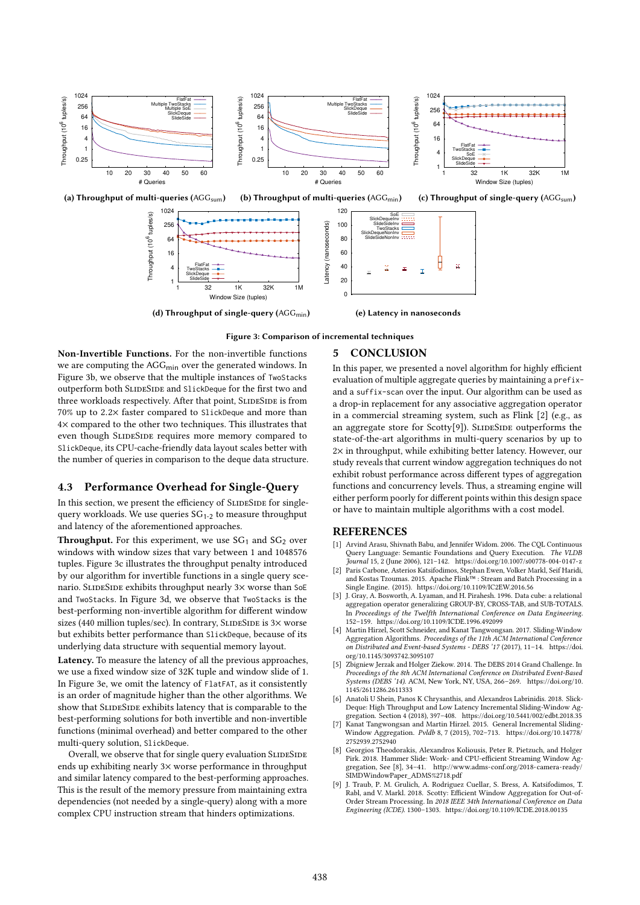1024
256
64
16
4
1
0.25
Throughput ($10^6$ tuples/s)
10 20 30 40 50 60
# Queries
FlatFat
Multiple TwoStacks
Multiple SoE
SlickDeque
SlideSide

(a) Throughput of multi-queries ($AGG_{sum}$)

1024
256
64
16
4
1
0.25
Throughput ($10^6$ tuples/s)
10 20 30 40 50 60
# Queries
FlatFat
Multiple TwoStacks
SlickDeque
SlideSide

(b) Throughput of multi-queries ($AGG_{min}$)

1024
256
64
16
4
1
Throughput ($10^6$ tuples/s)
1 32 1K 32K 1M
Window Size (tuples)
FlatFat
TwoStacks
SoE
SlickDeque
SlideSide

(c) Throughput of single-query ($AGG_{sum}$)

1024
256
64
16
4
1
Throughput ($10^6$ tuples/s)
1 32 1K 32K 1M
Window Size (tuples)
FlatFat
TwoStacks
SlickDeque
SlideSide

(d) Throughput of single-query ($AGG_{min}$)

120
100
80
60
40
20
0
Latency (nanoseconds)
SoE
SlickDequeInv
SlideSideInv
TwoStacks
SlickDequeNonInv
SlideSideNonInv

(e) Latency in nanoseconds

**Figure 3: Comparison of incremental techniques**

**Non-Invertible Functions.** For the non-invertible functions we are computing the $AGG_{min}$ over the generated windows. In Figure 3b, we observe that the multiple instances of TwoStacks outperform both SlideSide and SlickDeque for the first two and three workloads respectively. After that point, SlideSide is from 70% up to 2.2× faster compared to SlickDeque and more than 4× compared to the other two techniques. This illustrates that even though SlideSide requires more memory compared to SlickDeque, its CPU-cache-friendly data layout scales better with the number of queries in comparison to the deque data structure.

### 4.3 Performance Overhead for Single-Query

In this section, we present the efficiency of SlideSide for single-query workloads. We use queries $SG_{1\text{-}2}$ to measure throughput and latency of the aforementioned approaches.

**Throughput.** For this experiment, we use $SG_1$ and $SG_2$ over windows with window sizes that vary between 1 and 1048576 tuples. Figure 3c illustrates the throughput penalty introduced by our algorithm for invertible functions in a single query scenario. SlideSide exhibits throughput nearly 3× worse than SoE and TwoStacks. In Figure 3d, we observe that TwoStacks is the best-performing non-invertible algorithm for different window sizes (440 million tuples/sec). In contrary, SlideSide is 3× worse but exhibits better performance than SlickDeque, because of its underlying data structure with sequential memory layout.

**Latency.** To measure the latency of all the previous approaches, we use a fixed window size of 32K tuple and window slide of 1. In Figure 3e, we omit the latency of FlatFAT, as it consistently is an order of magnitude higher than the other algorithms. We show that SlideSide exhibits latency that is comparable to the best-performing solutions for both invertible and non-invertible functions (minimal overhead) and better compared to the other multi-query solution, SlickDeque.

Overall, we observe that for single query evaluation SlideSide ends up exhibiting nearly 3× worse performance in throughput and similar latency compared to the best-performing approaches. This is the result of the memory pressure from maintaining extra dependencies (not needed by a single-query) along with a more complex CPU instruction stream that hinders optimizations.

## 5 CONCLUSION

In this paper, we presented a novel algorithm for highly efficient evaluation of multiple aggregate queries by maintaining a prefix- and a suffix-scan over the input. Our algorithm can be used as a drop-in replacement for any associative aggregation operator in a commercial streaming system, such as Flink [2] (e.g., as an aggregate store for Scotty[9]). SlideSide outperforms the state-of-the-art algorithms in multi-query scenarios by up to 2× in throughput, while exhibiting better latency. However, our study reveals that current window aggregation techniques do not exhibit robust performance across different types of aggregation functions and concurrency levels. Thus, a streaming engine will either perform poorly for different points within this design space or have to maintain multiple algorithms with a cost model.

## REFERENCES

[1] Arvind Arasu, Shivnath Babu, and Jennifer Widom. 2006. The CQL Continuous Query Language: Semantic Foundations and Query Execution. *The VLDB Journal* 15, 2 (June 2006), 121–142. https://doi.org/10.1007/s00778-004-0147-z

[2] Paris Carbone, Asterios Katsifodimos, Stephan Ewen, Volker Markl, Seif Haridi, and Kostas Tzoumas. 2015. Apache Flink™ : Stream and Batch Processing in a Single Engine. (2015). https://doi.org/10.1109/IC2EW.2016.56

[3] J. Gray, A. Bosworth, A. Lyaman, and H. Pirahesh. 1996. Data cube: A relational aggregation operator generalizing GROUP-BY, CROSS-TAB, and SUB-TOTALS. In *Proceedings of the Twelfth International Conference on Data Engineering*. 152–159. https://doi.org/10.1109/ICDE.1996.492099

[4] Martin Hirzel, Scott Schneider, and Kanat Tangwongsan. 2017. Sliding-Window Aggregation Algorithms. *Proceedings of the 11th ACM International Conference on Distributed and Event-based Systems - DEBS '17* (2017), 11–14. https://doi.org/10.1145/3093742.3095107

[5] Zbigniew Jerzak and Holger Ziekow. 2014. The DEBS 2014 Grand Challenge. In *Proceedings of the 8th ACM International Conference on Distributed Event-Based Systems (DEBS '14)*. ACM, New York, NY, USA, 266–269. https://doi.org/10.1145/2611286.2611333

[6] Anatoli U Shein, Panos K Chrysanthis, and Alexandros Labrinidis. 2018. SlickDeque: High Throughput and Low Latency Incremental Sliding-Window Aggregation. Section 4 (2018), 397–408. https://doi.org/10.5441/002/edbt.2018.35

[7] Kanat Tangwongsan and Martin Hirzel. 2015. General Incremental Sliding-Window Aggregation. *Pvldb* 8, 7 (2015), 702–713. https://doi.org/10.14778/2752939.2752940

[8] Georgios Theodorakis, Alexandros Koliousis, Peter R. Pietzuch, and Holger Pirk. 2018. Hammer Slide: Work- and CPU-efficient Streaming Window Aggregation, See [8], 34–41. http://www.adms-conf.org/2018-camera-ready/SIMDWindowPaper_ADMS%2718.pdf

[9] J. Traub, P. M. Grulich, A. Rodriguez Cuellar, S. Bress, A. Katsifodimos, T. Rabl, and V. Markl. 2018. Scotty: Efficient Window Aggregation for Out-of-Order Stream Processing. In *2018 IEEE 34th International Conference on Data Engineering (ICDE)*. 1300–1303. https://doi.org/10.1109/ICDE.2018.00135